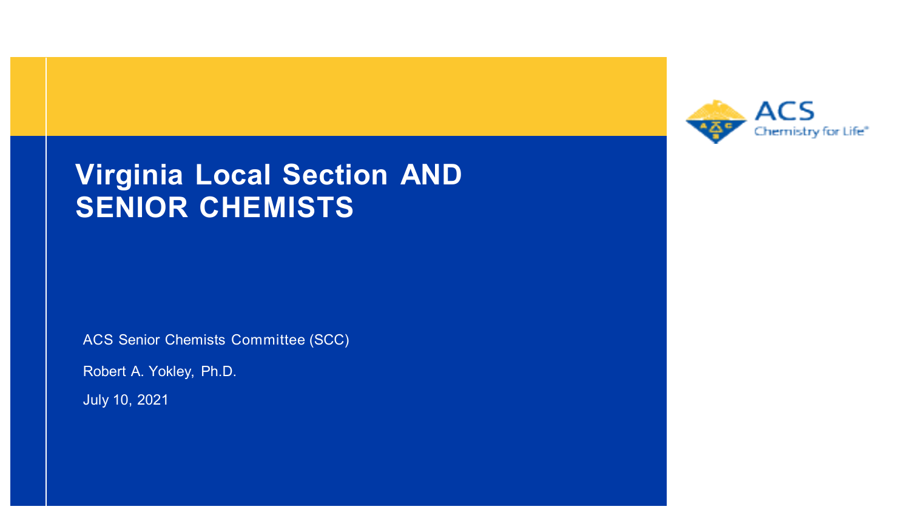# Virginia Local Section AND SENIOR CHEMISTS

ACS Chemistry for Life®

ACS Senior Chemists Committee (SCC)

Robert A. Yokley, Ph.D.

July 10, 2021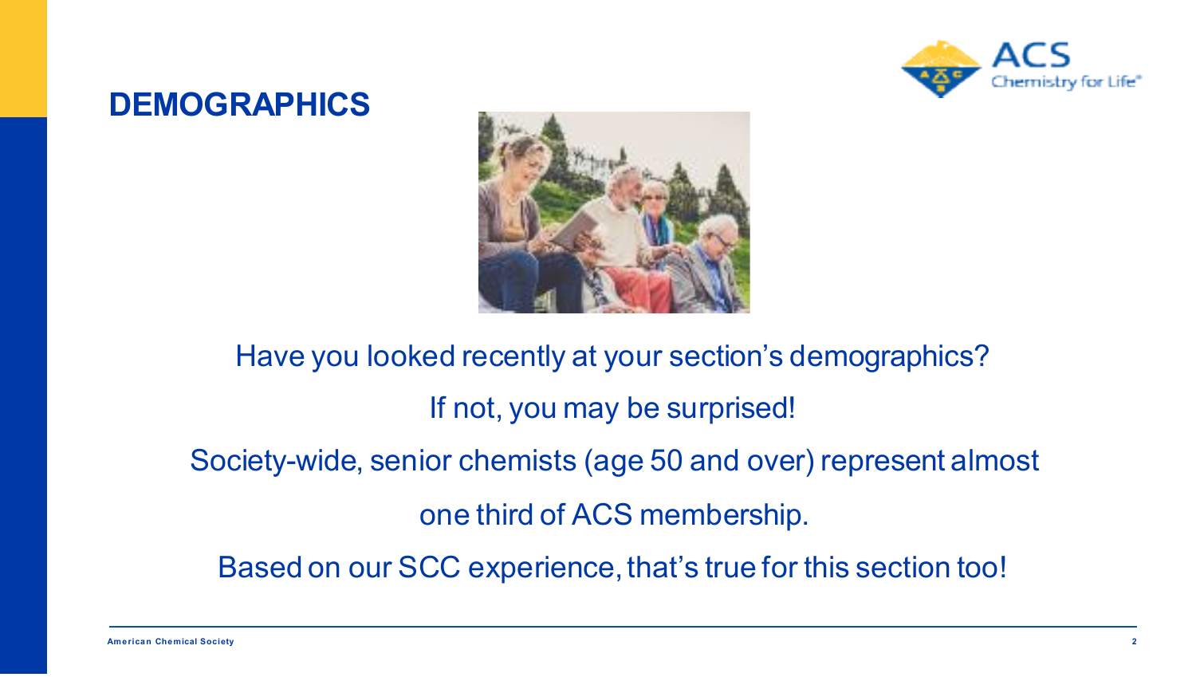# DEMOGRAPHICS

Have you looked recently at your section's demographics?

If not, you may be surprised!

Society-wide, senior chemists (age 50 and over) represent almost one third of ACS membership.

Based on our SCC experience, that's true for this section too!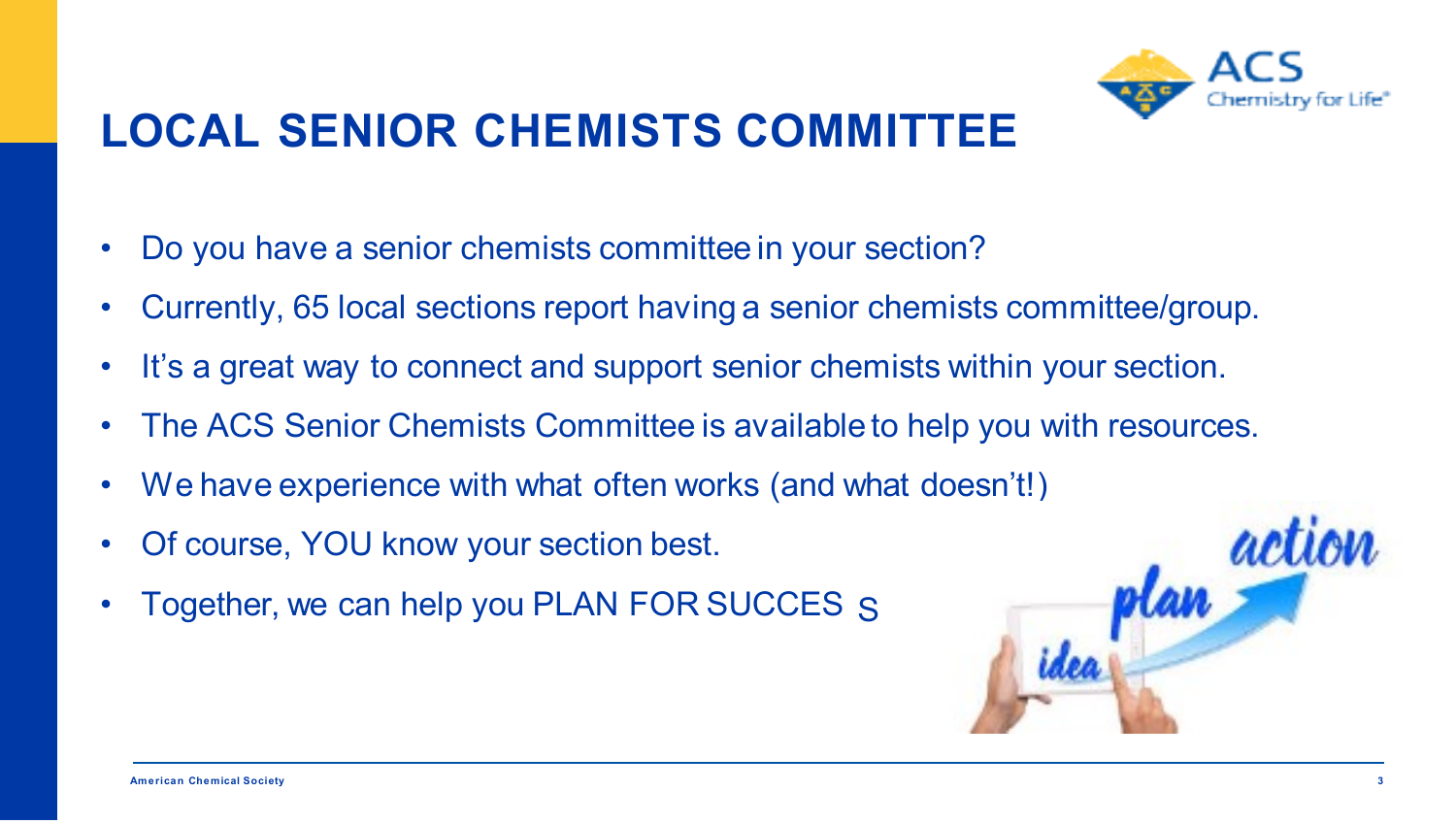# LOCAL SENIOR CHEMISTS COMMITTEE

- Do you have a senior chemists committee in your section?
- Currently, 65 local sections report having a senior chemists committee/group.
- It's a great way to connect and support senior chemists within your section.
- The ACS Senior Chemists Committee is available to help you with resources.
- We have experience with what often works (and what doesn't!)
- Of course, YOU know your section best.
- Together, we can help you PLAN FOR SUCCESS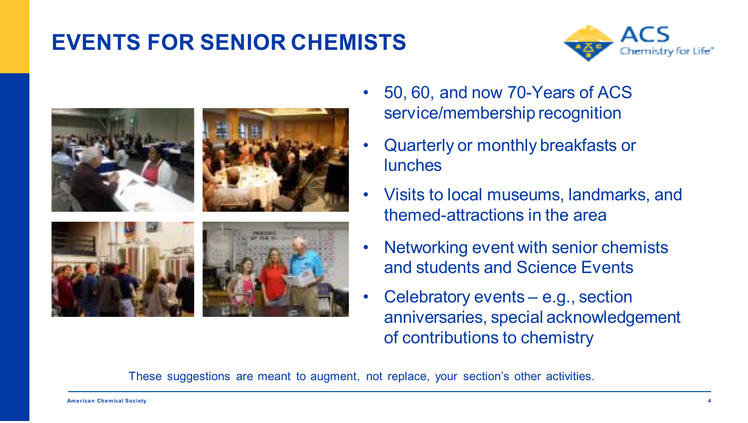# EVENTS FOR SENIOR CHEMISTS

- 50, 60, and now 70-Years of ACS service/membership recognition
- Quarterly or monthly breakfasts or lunches
- Visits to local museums, landmarks, and themed-attractions in the area
- Networking event with senior chemists and students and Science Events
- Celebratory events – e.g., section anniversaries, special acknowledgement of contributions to chemistry

These suggestions are meant to augment, not replace, your section's other activities.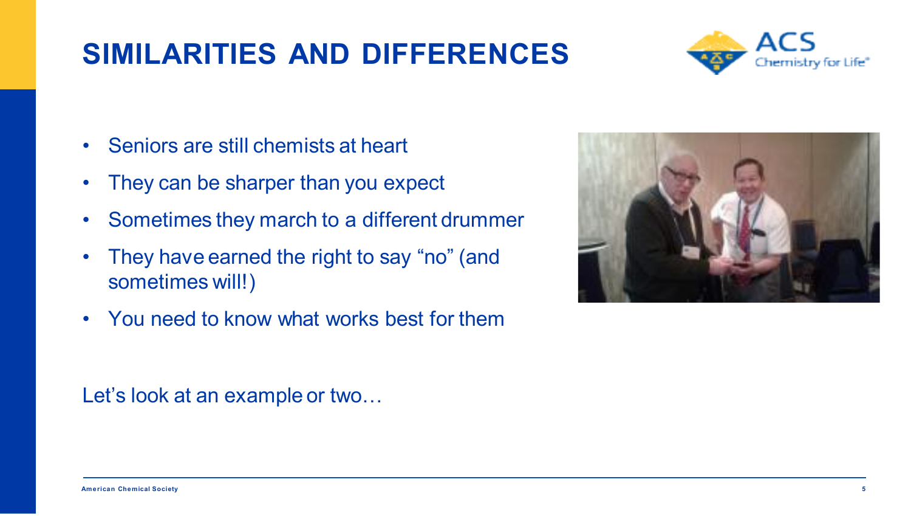# SIMILARITIES AND DIFFERENCES

- Seniors are still chemists at heart
- They can be sharper than you expect
- Sometimes they march to a different drummer
- They have earned the right to say “no” (and sometimes will!)
- You need to know what works best for them

Let’s look at an example or two…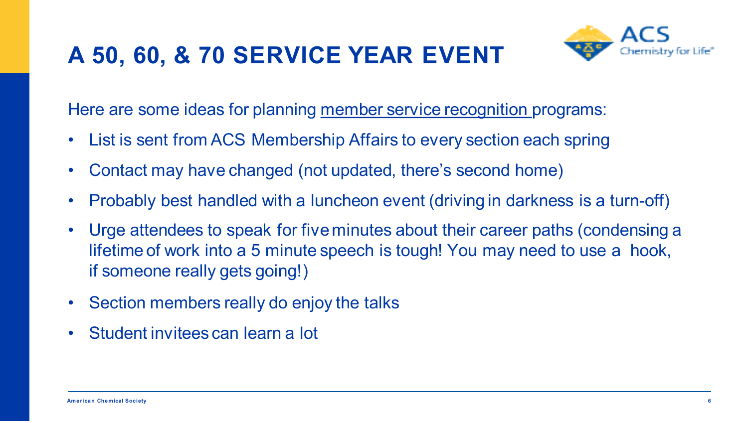# A 50, 60, & 70 SERVICE YEAR EVENT

Here are some ideas for planning member service recognition programs:

- List is sent from ACS Membership Affairs to every section each spring
- Contact may have changed (not updated, there's second home)
- Probably best handled with a luncheon event (driving in darkness is a turn-off)
- Urge attendees to speak for five minutes about their career paths (condensing a lifetime of work into a 5 minute speech is tough! You may need to use a hook, if someone really gets going!)
- Section members really do enjoy the talks
- Student invitees can learn a lot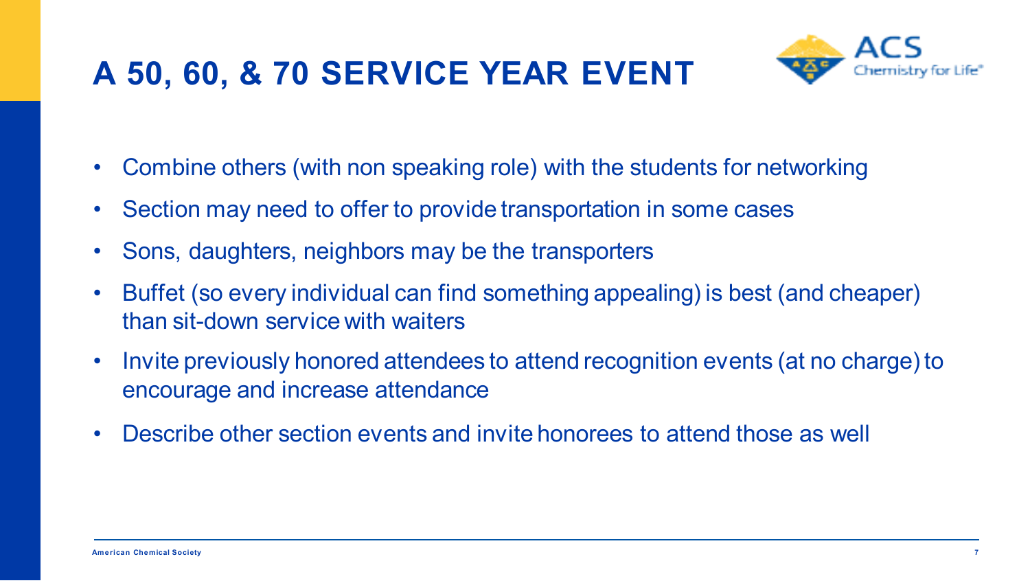# A 50, 60, & 70 SERVICE YEAR EVENT

- Combine others (with non speaking role) with the students for networking
- Section may need to offer to provide transportation in some cases
- Sons, daughters, neighbors may be the transporters
- Buffet (so every individual can find something appealing) is best (and cheaper) than sit-down service with waiters
- Invite previously honored attendees to attend recognition events (at no charge) to encourage and increase attendance
- Describe other section events and invite honorees to attend those as well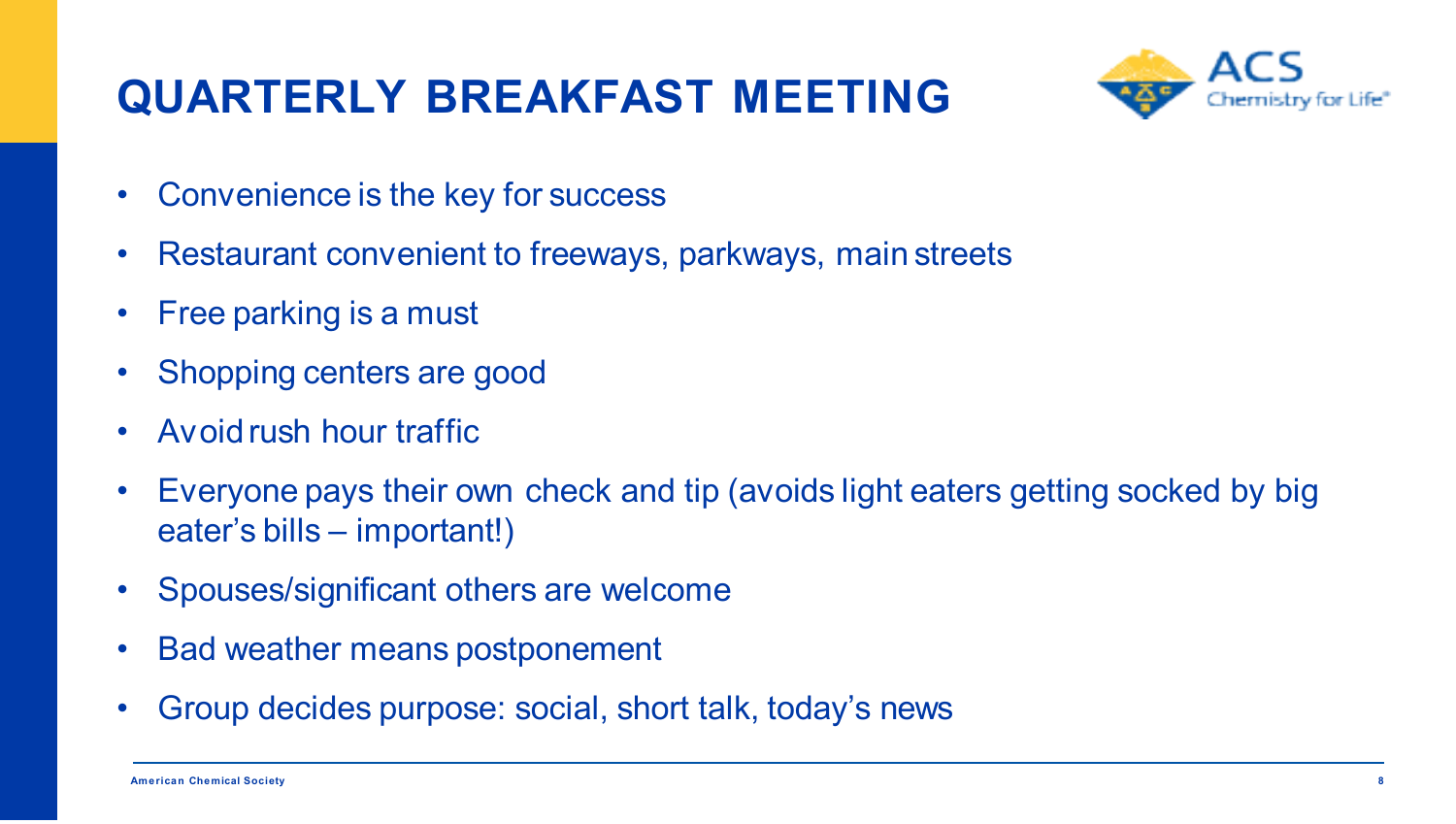# QUARTERLY BREAKFAST MEETING

- Convenience is the key for success
- Restaurant convenient to freeways, parkways, main streets
- Free parking is a must
- Shopping centers are good
- Avoid rush hour traffic
- Everyone pays their own check and tip (avoids light eaters getting socked by big eater's bills – important!)
- Spouses/significant others are welcome
- Bad weather means postponement
- Group decides purpose: social, short talk, today's news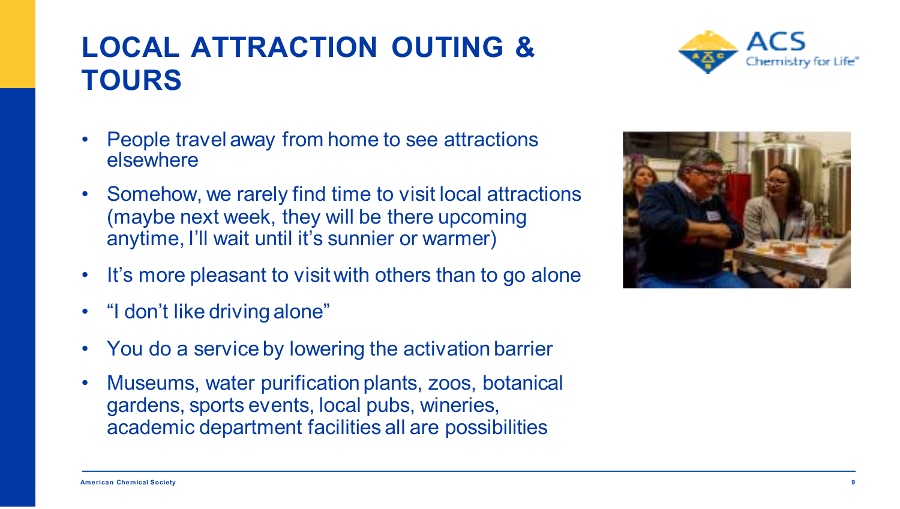# LOCAL ATTRACTION OUTING & TOURS

- People travel away from home to see attractions elsewhere
- Somehow, we rarely find time to visit local attractions (maybe next week, they will be there upcoming anytime, I'll wait until it's sunnier or warmer)
- It's more pleasant to visit with others than to go alone
- "I don't like driving alone"
- You do a service by lowering the activation barrier
- Museums, water purification plants, zoos, botanical gardens, sports events, local pubs, wineries, academic department facilities all are possibilities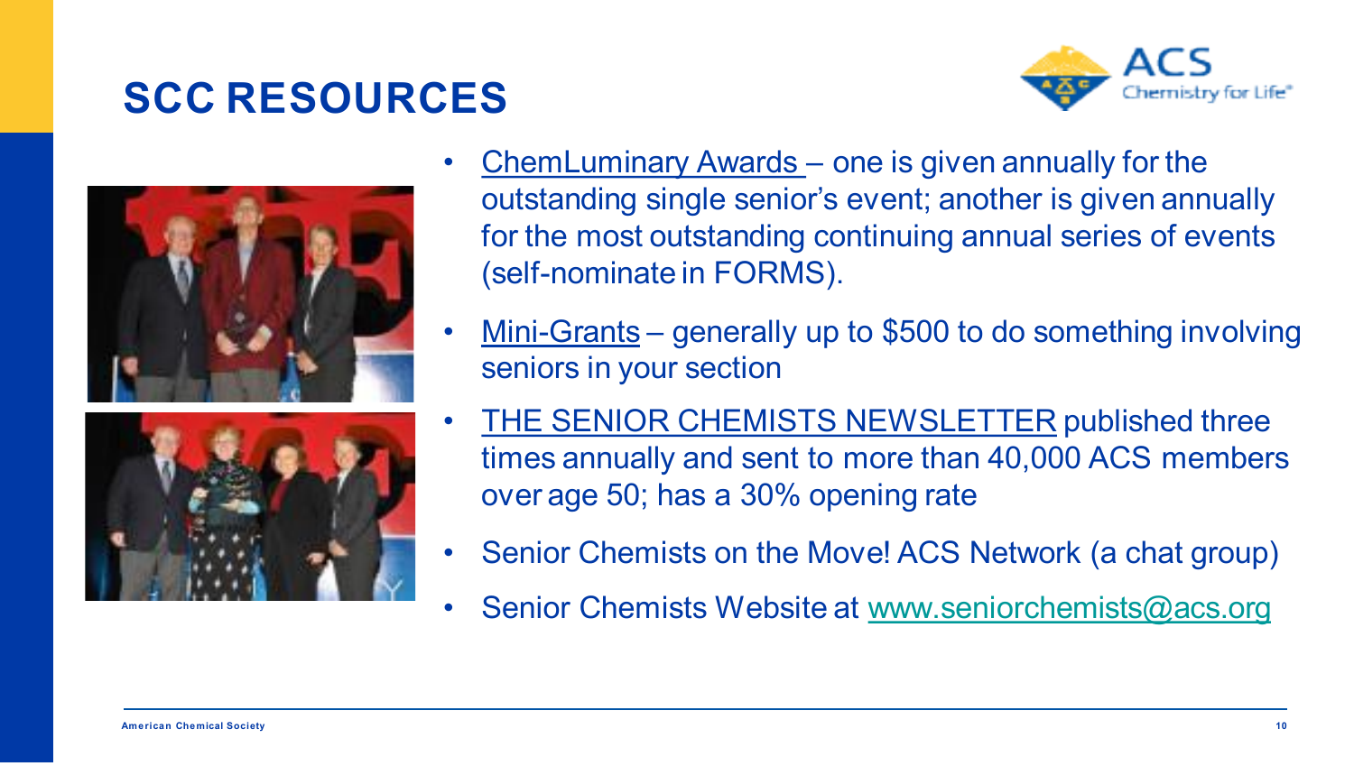# SCC RESOURCES

- ChemLuminary Awards – one is given annually for the outstanding single senior's event; another is given annually for the most outstanding continuing annual series of events (self-nominate in FORMS).
- Mini-Grants – generally up to $500 to do something involving seniors in your section
- THE SENIOR CHEMISTS NEWSLETTER published three times annually and sent to more than 40,000 ACS members over age 50; has a 30% opening rate
- Senior Chemists on the Move! ACS Network (a chat group)
- Senior Chemists Website at www.seniorchemists@acs.org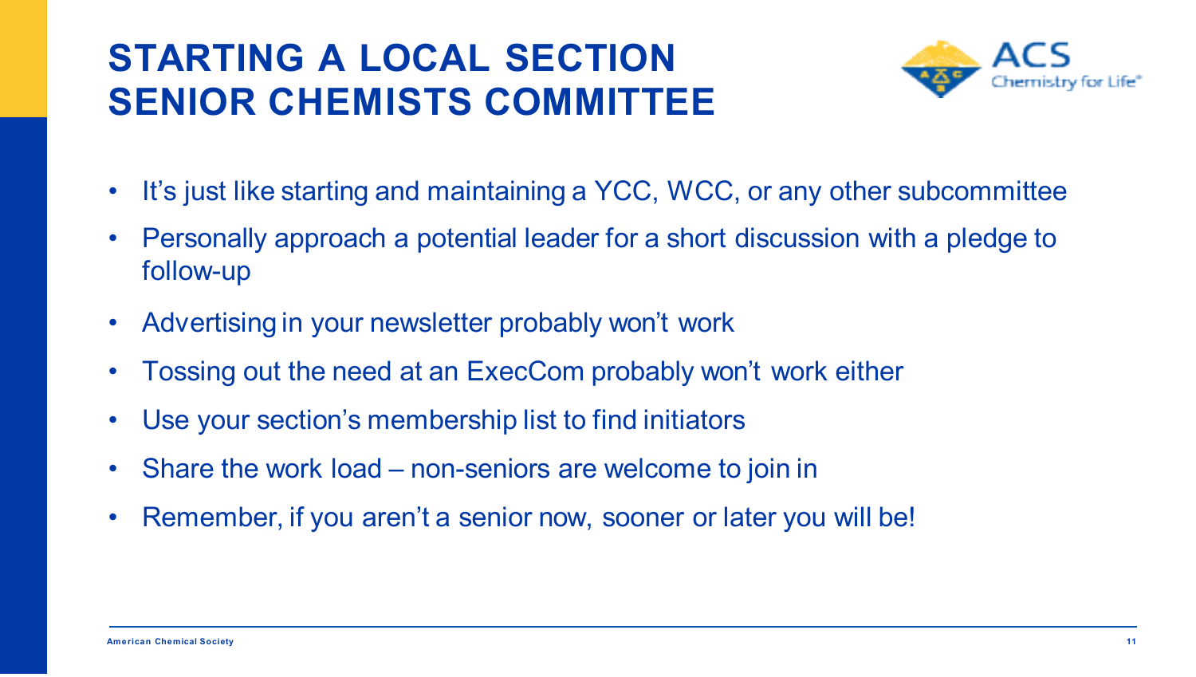# STARTING A LOCAL SECTION SENIOR CHEMISTS COMMITTEE

- It's just like starting and maintaining a YCC, WCC, or any other subcommittee
- Personally approach a potential leader for a short discussion with a pledge to follow-up
- Advertising in your newsletter probably won't work
- Tossing out the need at an ExecCom probably won't work either
- Use your section's membership list to find initiators
- Share the work load – non-seniors are welcome to join in
- Remember, if you aren't a senior now, sooner or later you will be!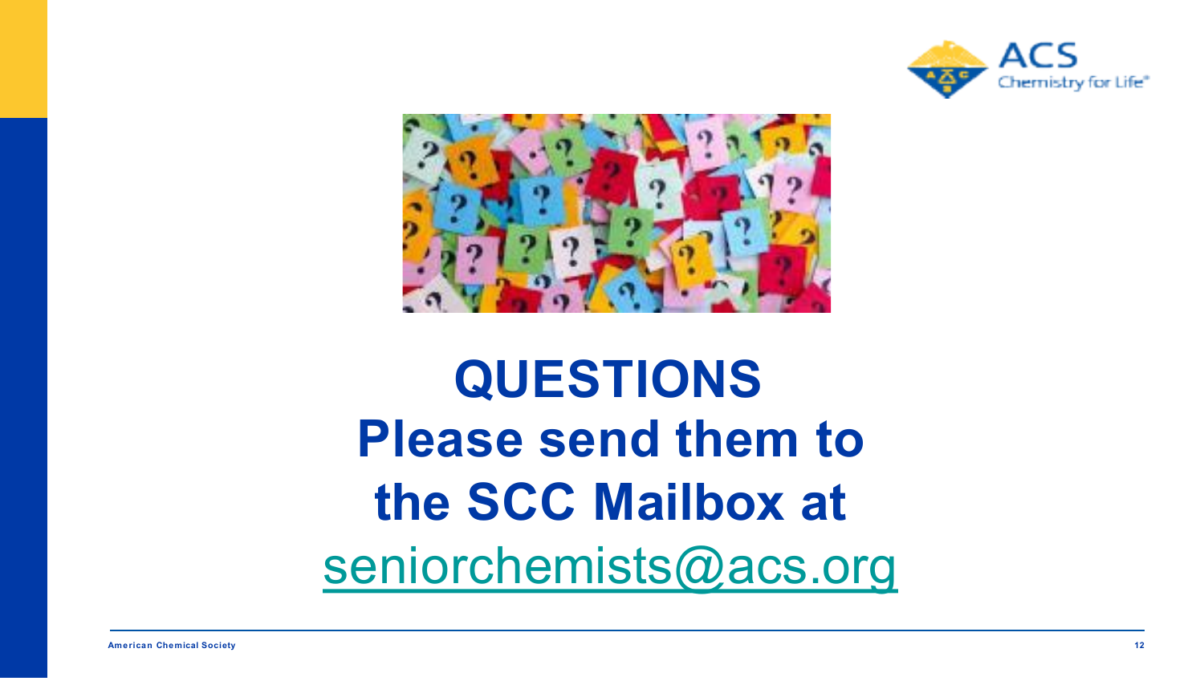# QUESTIONS

**Please send them to the SCC Mailbox at**

[seniorchemists@acs.org](mailto:seniorchemists@acs.org)